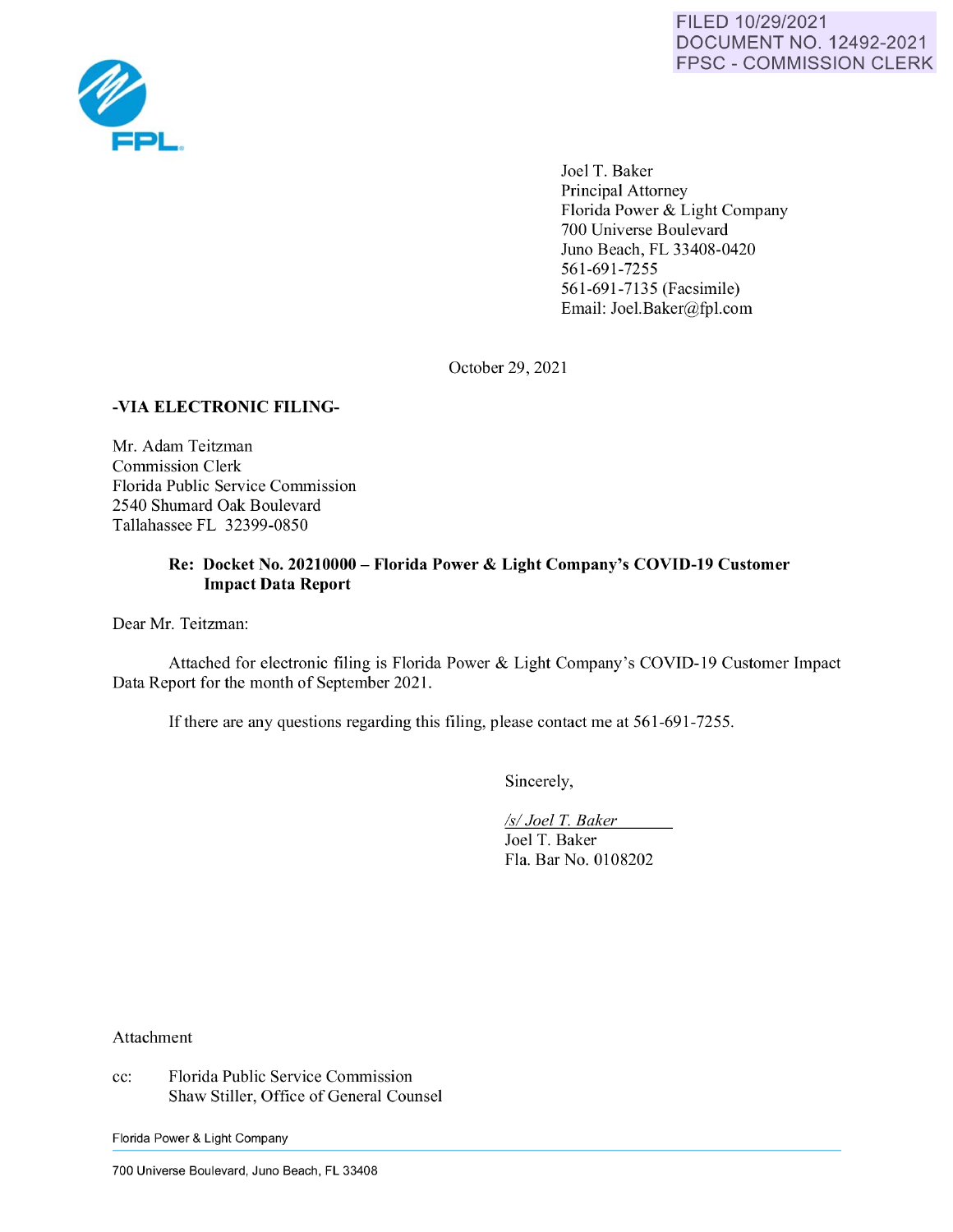FILED 10/29/2021
DOCUMENT NO. 12492-2021
FPSC - COMMISSION CLERK

Joel T. Baker
Principal Attorney
Florida Power & Light Company
700 Universe Boulevard
Juno Beach, FL 33408-0420
561-691-7255
561-691-7135 (Facsimile)
Email: Joel.Baker@fpl.com

October 29, 2021

**-VIA ELECTRONIC FILING-**

Mr. Adam Teitzman
Commission Clerk
Florida Public Service Commission
2540 Shumard Oak Boulevard
Tallahassee FL 32399-0850

**Re: Docket No. 20210000 – Florida Power & Light Company's COVID-19 Customer Impact Data Report**

Dear Mr. Teitzman:

Attached for electronic filing is Florida Power & Light Company's COVID-19 Customer Impact Data Report for the month of September 2021.

If there are any questions regarding this filing, please contact me at 561-691-7255.

Sincerely,

*/s/ Joel T. Baker*
Joel T. Baker
Fla. Bar No. 0108202

Attachment

cc: Florida Public Service Commission
Shaw Stiller, Office of General Counsel

Florida Power & Light Company

700 Universe Boulevard, Juno Beach, FL 33408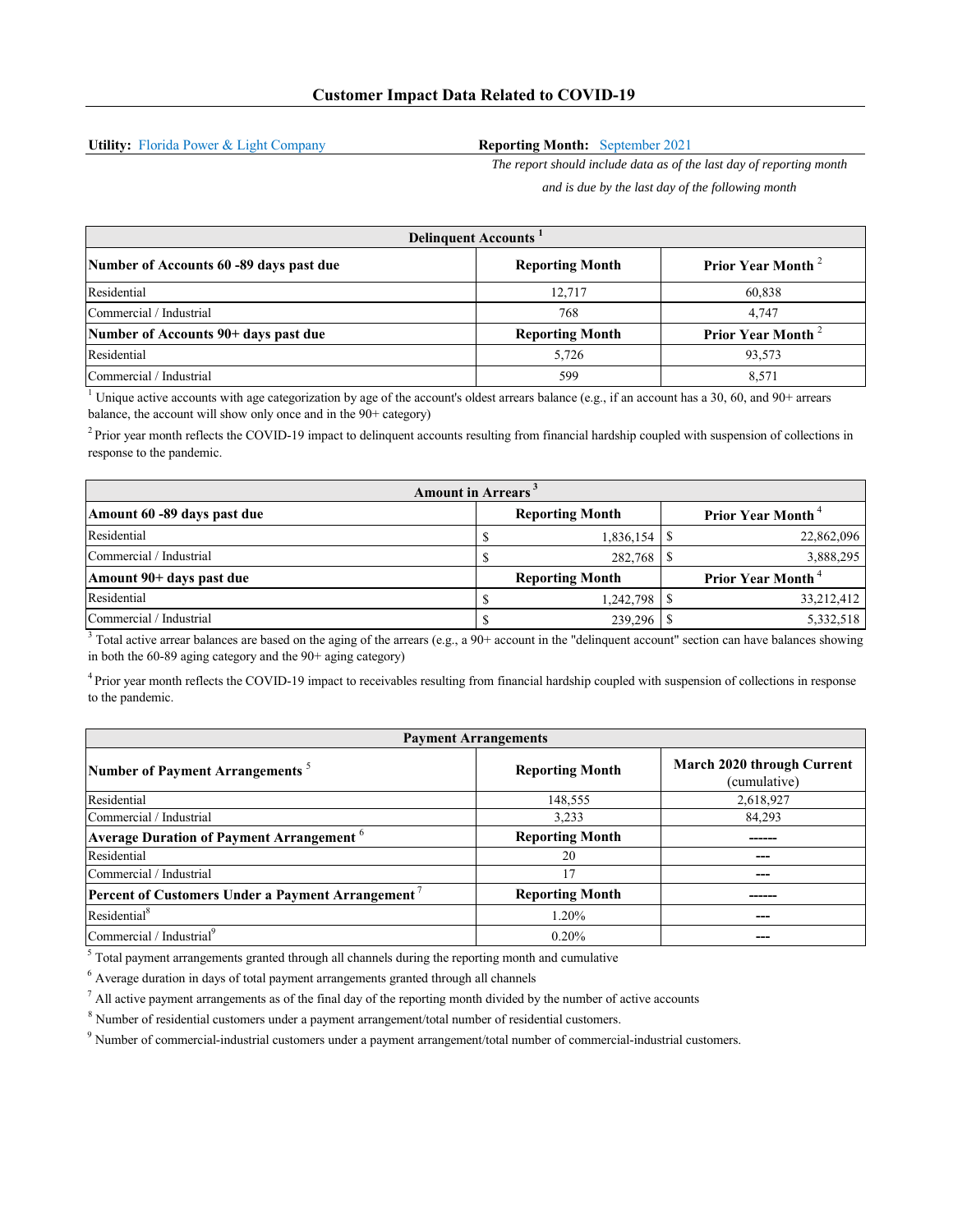## Customer Impact Data Related to COVID-19

**Utility:** Florida Power & Light Company

**Reporting Month:** September 2021

*The report should include data as of the last day of reporting month and is due by the last day of the following month*

| Delinquent Accounts [1] | | |
|---|---|---|
| **Number of Accounts 60 -89 days past due** | **Reporting Month** | **Prior Year Month [2]** |
| Residential | 12,717 | 60,838 |
| Commercial / Industrial | 768 | 4,747 |
| **Number of Accounts 90+ days past due** | **Reporting Month** | **Prior Year Month [2]** |
| Residential | 5,726 | 93,573 |
| Commercial / Industrial | 599 | 8,571 |

[1] Unique active accounts with age categorization by age of the account's oldest arrears balance (e.g., if an account has a 30, 60, and 90+ arrears balance, the account will show only once and in the 90+ category)

[2] Prior year month reflects the COVID-19 impact to delinquent accounts resulting from financial hardship coupled with suspension of collections in response to the pandemic.

| Amount in Arrears [3] | | |
|---|---|---|
| **Amount 60 -89 days past due** | **Reporting Month** | **Prior Year Month [4]** |
| Residential | $ 1,836,154 | $ 22,862,096 |
| Commercial / Industrial | $ 282,768 | $ 3,888,295 |
| **Amount 90+ days past due** | **Reporting Month** | **Prior Year Month [4]** |
| Residential | $ 1,242,798 | $ 33,212,412 |
| Commercial / Industrial | $ 239,296 | $ 5,332,518 |

[3] Total active arrear balances are based on the aging of the arrears (e.g., a 90+ account in the "delinquent account" section can have balances showing in both the 60-89 aging category and the 90+ aging category)

[4] Prior year month reflects the COVID-19 impact to receivables resulting from financial hardship coupled with suspension of collections in response to the pandemic.

| Payment Arrangements | | |
|---|---|---|
| **Number of Payment Arrangements [5]** | **Reporting Month** | **March 2020 through Current** (cumulative) |
| Residential | 148,555 | 2,618,927 |
| Commercial / Industrial | 3,233 | 84,293 |
| **Average Duration of Payment Arrangement [6]** | **Reporting Month** | ------ |
| Residential | 20 | --- |
| Commercial / Industrial | 17 | --- |
| **Percent of Customers Under a Payment Arrangement [7]** | **Reporting Month** | ------ |
| Residential[8] | 1.20% | --- |
| Commercial / Industrial[9] | 0.20% | --- |

[5] Total payment arrangements granted through all channels during the reporting month and cumulative

[6] Average duration in days of total payment arrangements granted through all channels

[7] All active payment arrangements as of the final day of the reporting month divided by the number of active accounts

[8] Number of residential customers under a payment arrangement/total number of residential customers.

[9] Number of commercial-industrial customers under a payment arrangement/total number of commercial-industrial customers.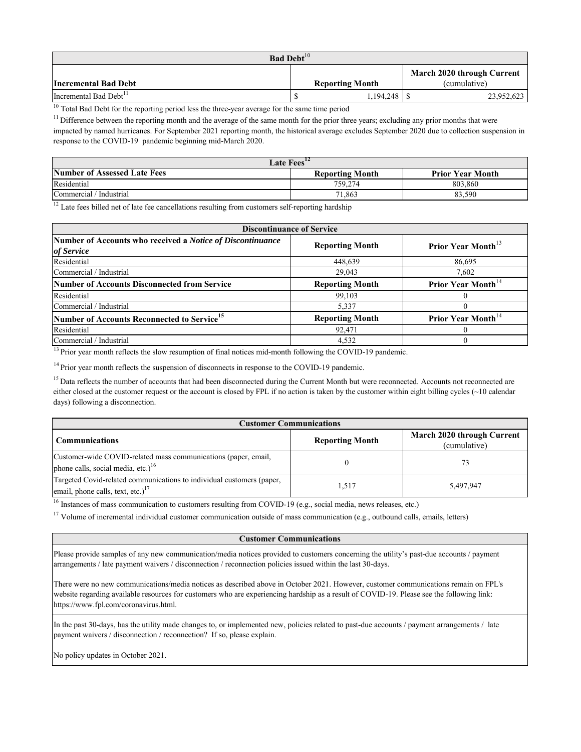| Bad Debt[10] | | |
| --- | --- | --- |
| **Incremental Bad Debt** | **Reporting Month** | **March 2020 through Current** (cumulative) |
| Incremental Bad Debt[11] | $ 1,194,248 | $ 23,952,623 |

[10] Total Bad Debt for the reporting period less the three-year average for the same time period

[11] Difference between the reporting month and the average of the same month for the prior three years; excluding any prior months that were impacted by named hurricanes. For September 2021 reporting month, the historical average excludes September 2020 due to collection suspension in response to the COVID-19 pandemic beginning mid-March 2020.

| Late Fees[12] | | |
| --- | --- | --- |
| **Number of Assessed Late Fees** | **Reporting Month** | **Prior Year Month** |
| Residential | 759,274 | 803,860 |
| Commercial / Industrial | 71,863 | 83,590 |

[12] Late fees billed net of late fee cancellations resulting from customers self-reporting hardship

| Discontinuance of Service | | |
| --- | --- | --- |
| **Number of Accounts who received a *Notice of Discontinuance of Service*** | **Reporting Month** | **Prior Year Month[13]** |
| Residential | 448,639 | 86,695 |
| Commercial / Industrial | 29,043 | 7,602 |
| **Number of Accounts Disconnected from Service** | **Reporting Month** | **Prior Year Month[14]** |
| Residential | 99,103 | 0 |
| Commercial / Industrial | 5,337 | 0 |
| **Number of Accounts Reconnected to Service[15]** | **Reporting Month** | **Prior Year Month[14]** |
| Residential | 92,471 | 0 |
| Commercial / Industrial | 4,532 | 0 |

[13] Prior year month reflects the slow resumption of final notices mid-month following the COVID-19 pandemic.

[14] Prior year month reflects the suspension of disconnects in response to the COVID-19 pandemic.

[15] Data reflects the number of accounts that had been disconnected during the Current Month but were reconnected. Accounts not reconnected are either closed at the customer request or the account is closed by FPL if no action is taken by the customer within eight billing cycles (~10 calendar days) following a disconnection.

| Customer Communications | | |
| --- | --- | --- |
| **Communications** | **Reporting Month** | **March 2020 through Current** (cumulative) |
| Customer-wide COVID-related mass communications (paper, email, phone calls, social media, etc.)[16] | 0 | 73 |
| Targeted Covid-related communications to individual customers (paper, email, phone calls, text, etc.)[17] | 1,517 | 5,497,947 |

[16] Instances of mass communication to customers resulting from COVID-19 (e.g., social media, news releases, etc.)

[17] Volume of incremental individual customer communication outside of mass communication (e.g., outbound calls, emails, letters)

**Customer Communications**

Please provide samples of any new communication/media notices provided to customers concerning the utility's past-due accounts / payment arrangements / late payment waivers / disconnection / reconnection policies issued within the last 30-days.

There were no new communications/media notices as described above in October 2021. However, customer communications remain on FPL's website regarding available resources for customers who are experiencing hardship as a result of COVID-19. Please see the following link: https://www.fpl.com/coronavirus.html.

In the past 30-days, has the utility made changes to, or implemented new, policies related to past-due accounts / payment arrangements / late payment waivers / disconnection / reconnection? If so, please explain.

No policy updates in October 2021.